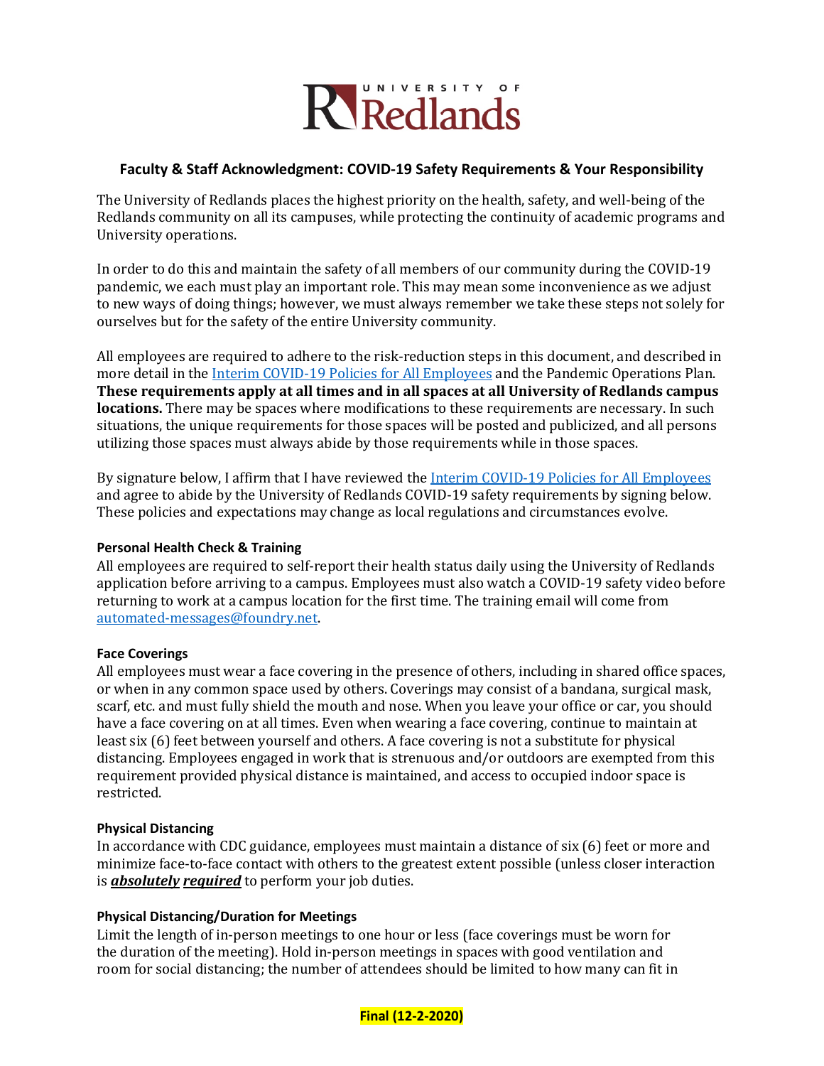UNIVERSITY OF Redlands

## Faculty & Staff Acknowledgment: COVID-19 Safety Requirements & Your Responsibility

The University of Redlands places the highest priority on the health, safety, and well-being of the Redlands community on all its campuses, while protecting the continuity of academic programs and University operations.

In order to do this and maintain the safety of all members of our community during the COVID-19 pandemic, we each must play an important role. This may mean some inconvenience as we adjust to new ways of doing things; however, we must always remember we take these steps not solely for ourselves but for the safety of the entire University community.

All employees are required to adhere to the risk-reduction steps in this document, and described in more detail in the [Interim COVID-19 Policies for All Employees]() and the Pandemic Operations Plan. **These requirements apply at all times and in all spaces at all University of Redlands campus locations.** There may be spaces where modifications to these requirements are necessary. In such situations, the unique requirements for those spaces will be posted and publicized, and all persons utilizing those spaces must always abide by those requirements while in those spaces.

By signature below, I affirm that I have reviewed the [Interim COVID-19 Policies for All Employees]() and agree to abide by the University of Redlands COVID-19 safety requirements by signing below. These policies and expectations may change as local regulations and circumstances evolve.

### Personal Health Check & Training

All employees are required to self-report their health status daily using the University of Redlands application before arriving to a campus. Employees must also watch a COVID-19 safety video before returning to work at a campus location for the first time. The training email will come from automated-messages@foundry.net.

### Face Coverings

All employees must wear a face covering in the presence of others, including in shared office spaces, or when in any common space used by others. Coverings may consist of a bandana, surgical mask, scarf, etc. and must fully shield the mouth and nose. When you leave your office or car, you should have a face covering on at all times. Even when wearing a face covering, continue to maintain at least six (6) feet between yourself and others. A face covering is not a substitute for physical distancing. Employees engaged in work that is strenuous and/or outdoors are exempted from this requirement provided physical distance is maintained, and access to occupied indoor space is restricted.

### Physical Distancing

In accordance with CDC guidance, employees must maintain a distance of six (6) feet or more and minimize face-to-face contact with others to the greatest extent possible (unless closer interaction is ***absolutely required*** to perform your job duties.

### Physical Distancing/Duration for Meetings

Limit the length of in-person meetings to one hour or less (face coverings must be worn for the duration of the meeting). Hold in-person meetings in spaces with good ventilation and room for social distancing; the number of attendees should be limited to how many can fit in

**Final (12-2-2020)**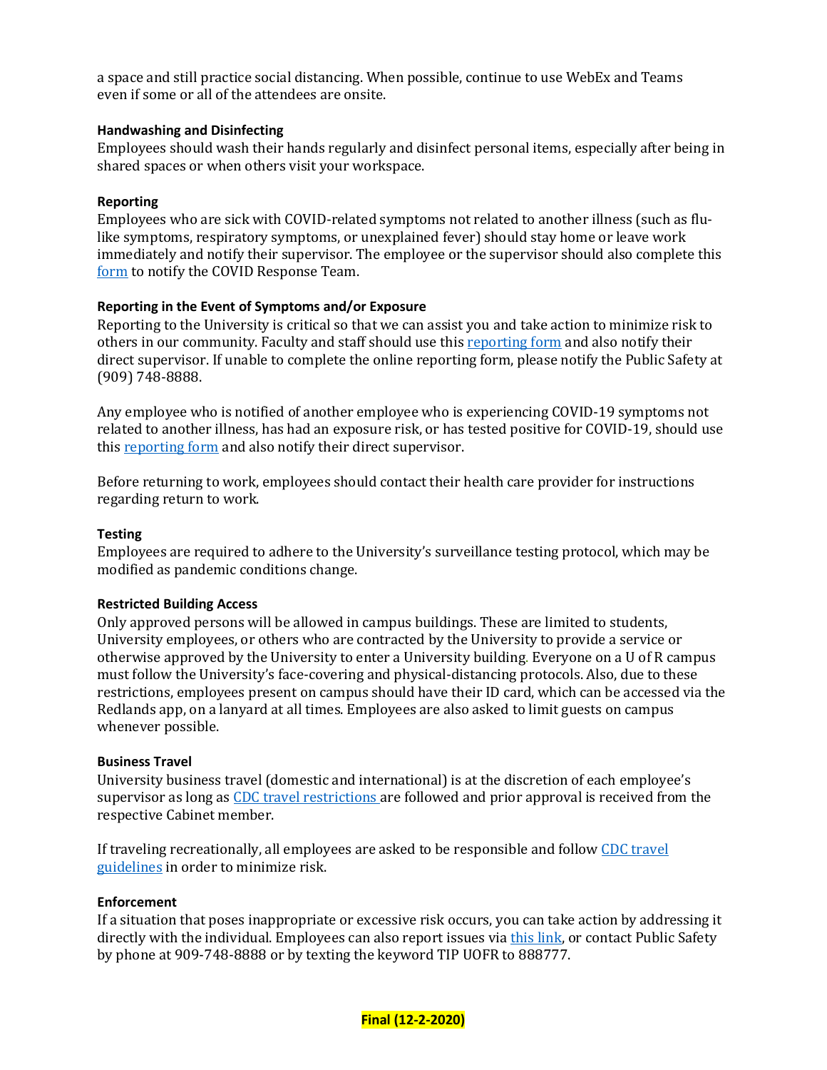a space and still practice social distancing. When possible, continue to use WebEx and Teams even if some or all of the attendees are onsite.

**Handwashing and Disinfecting**

Employees should wash their hands regularly and disinfect personal items, especially after being in shared spaces or when others visit your workspace.

**Reporting**

Employees who are sick with COVID-related symptoms not related to another illness (such as flu-like symptoms, respiratory symptoms, or unexplained fever) should stay home or leave work immediately and notify their supervisor. The employee or the supervisor should also complete this form to notify the COVID Response Team.

**Reporting in the Event of Symptoms and/or Exposure**

Reporting to the University is critical so that we can assist you and take action to minimize risk to others in our community. Faculty and staff should use this reporting form and also notify their direct supervisor. If unable to complete the online reporting form, please notify the Public Safety at (909) 748-8888.

Any employee who is notified of another employee who is experiencing COVID-19 symptoms not related to another illness, has had an exposure risk, or has tested positive for COVID-19, should use this reporting form and also notify their direct supervisor.

Before returning to work, employees should contact their health care provider for instructions regarding return to work.

**Testing**

Employees are required to adhere to the University's surveillance testing protocol, which may be modified as pandemic conditions change.

**Restricted Building Access**

Only approved persons will be allowed in campus buildings. These are limited to students, University employees, or others who are contracted by the University to provide a service or otherwise approved by the University to enter a University building. Everyone on a U of R campus must follow the University's face-covering and physical-distancing protocols. Also, due to these restrictions, employees present on campus should have their ID card, which can be accessed via the Redlands app, on a lanyard at all times. Employees are also asked to limit guests on campus whenever possible.

**Business Travel**

University business travel (domestic and international) is at the discretion of each employee's supervisor as long as CDC travel restrictions are followed and prior approval is received from the respective Cabinet member.

If traveling recreationally, all employees are asked to be responsible and follow CDC travel guidelines in order to minimize risk.

**Enforcement**

If a situation that poses inappropriate or excessive risk occurs, you can take action by addressing it directly with the individual. Employees can also report issues via this link, or contact Public Safety by phone at 909-748-8888 or by texting the keyword TIP UOFR to 888777.

**Final (12-2-2020)**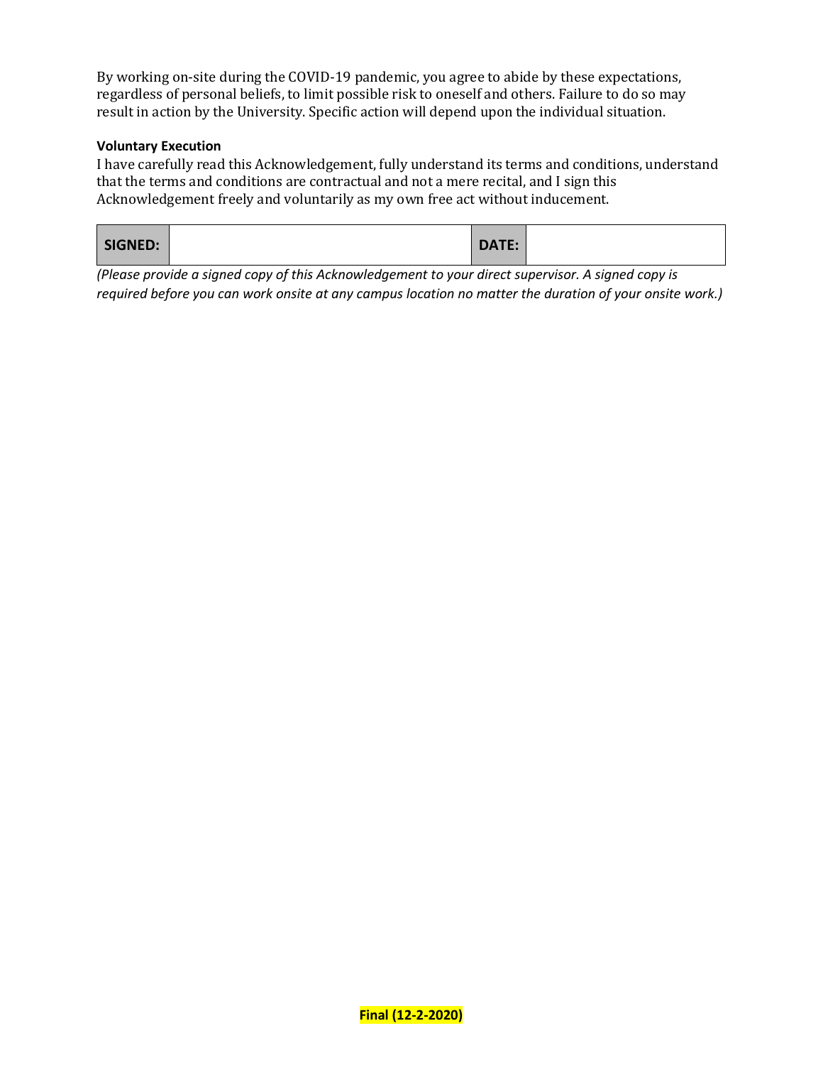By working on-site during the COVID-19 pandemic, you agree to abide by these expectations, regardless of personal beliefs, to limit possible risk to oneself and others. Failure to do so may result in action by the University. Specific action will depend upon the individual situation.

**Voluntary Execution**

I have carefully read this Acknowledgement, fully understand its terms and conditions, understand that the terms and conditions are contractual and not a mere recital, and I sign this Acknowledgement freely and voluntarily as my own free act without inducement.

| | | | |
|---|---|---|---|
| **SIGNED:** | | **DATE:** | |

*(Please provide a signed copy of this Acknowledgement to your direct supervisor. A signed copy is required before you can work onsite at any campus location no matter the duration of your onsite work.)*

**Final (12-2-2020)**